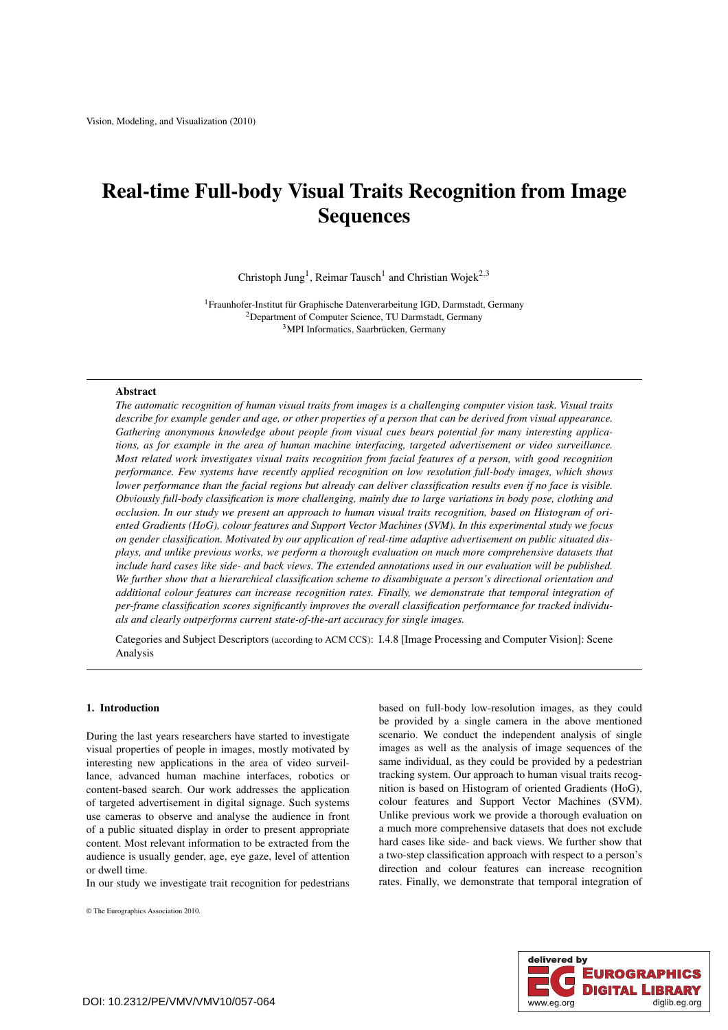# Real-time Full-body Visual Traits Recognition from Image Sequences

Christoph Jung[1], Reimar Tausch[1] and Christian Wojek[2,3]

[1]Fraunhofer-Institut für Graphische Datenverarbeitung IGD, Darmstadt, Germany
[2]Department of Computer Science, TU Darmstadt, Germany
[3]MPI Informatics, Saarbrücken, Germany

**Abstract**

*The automatic recognition of human visual traits from images is a challenging computer vision task. Visual traits describe for example gender and age, or other properties of a person that can be derived from visual appearance. Gathering anonymous knowledge about people from visual cues bears potential for many interesting applications, as for example in the area of human machine interfacing, targeted advertisement or video surveillance. Most related work investigates visual traits recognition from facial features of a person, with good recognition performance. Few systems have recently applied recognition on low resolution full-body images, which shows lower performance than the facial regions but already can deliver classification results even if no face is visible. Obviously full-body classification is more challenging, mainly due to large variations in body pose, clothing and occlusion. In our study we present an approach to human visual traits recognition, based on Histogram of oriented Gradients (HoG), colour features and Support Vector Machines (SVM). In this experimental study we focus on gender classification. Motivated by our application of real-time adaptive advertisement on public situated displays, and unlike previous works, we perform a thorough evaluation on much more comprehensive datasets that include hard cases like side- and back views. The extended annotations used in our evaluation will be published. We further show that a hierarchical classification scheme to disambiguate a person's directional orientation and additional colour features can increase recognition rates. Finally, we demonstrate that temporal integration of per-frame classification scores significantly improves the overall classification performance for tracked individuals and clearly outperforms current state-of-the-art accuracy for single images.*

Categories and Subject Descriptors (according to ACM CCS): I.4.8 [Image Processing and Computer Vision]: Scene Analysis

## 1. Introduction

During the last years researchers have started to investigate visual properties of people in images, mostly motivated by interesting new applications in the area of video surveillance, advanced human machine interfaces, robotics or content-based search. Our work addresses the application of targeted advertisement in digital signage. Such systems use cameras to observe and analyse the audience in front of a public situated display in order to present appropriate content. Most relevant information to be extracted from the audience is usually gender, age, eye gaze, level of attention or dwell time.

In our study we investigate trait recognition for pedestrians based on full-body low-resolution images, as they could be provided by a single camera in the above mentioned scenario. We conduct the independent analysis of single images as well as the analysis of image sequences of the same individual, as they could be provided by a pedestrian tracking system. Our approach to human visual traits recognition is based on Histogram of oriented Gradients (HoG), colour features and Support Vector Machines (SVM). Unlike previous work we provide a thorough evaluation on a much more comprehensive datasets that does not exclude hard cases like side- and back views. We further show that a two-step classification approach with respect to a person's direction and colour features can increase recognition rates. Finally, we demonstrate that temporal integration of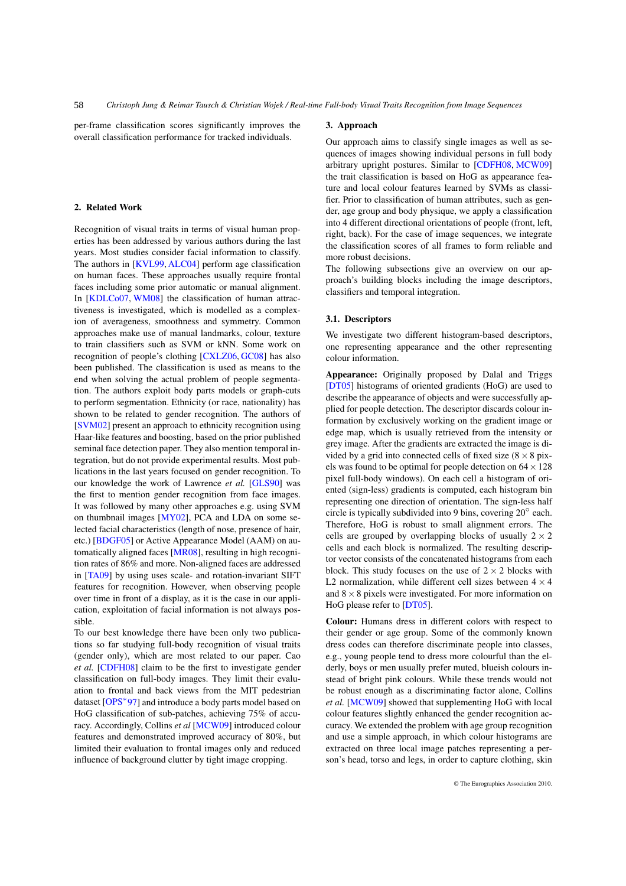per-frame classification scores significantly improves the overall classification performance for tracked individuals.

## 2. Related Work

Recognition of visual traits in terms of visual human properties has been addressed by various authors during the last years. Most studies consider facial information to classify. The authors in [KVL99, ALC04] perform age classification on human faces. These approaches usually require frontal faces including some prior automatic or manual alignment. In [KDLCo07, WM08] the classification of human attractiveness is investigated, which is modelled as a complexion of averageness, smoothness and symmetry. Common approaches make use of manual landmarks, colour, texture to train classifiers such as SVM or kNN. Some work on recognition of people's clothing [CXLZ06, GC08] has also been published. The classification is used as means to the end when solving the actual problem of people segmentation. The authors exploit body parts models or graph-cuts to perform segmentation. Ethnicity (or race, nationality) has shown to be related to gender recognition. The authors of [SVM02] present an approach to ethnicity recognition using Haar-like features and boosting, based on the prior published seminal face detection paper. They also mention temporal integration, but do not provide experimental results. Most publications in the last years focused on gender recognition. To our knowledge the work of Lawrence *et al.* [GLS90] was the first to mention gender recognition from face images. It was followed by many other approaches e.g. using SVM on thumbnail images [MY02], PCA and LDA on some selected facial characteristics (length of nose, presence of hair, etc.) [BDGF05] or Active Appearance Model (AAM) on automatically aligned faces [MR08], resulting in high recognition rates of 86% and more. Non-aligned faces are addressed in [TA09] by using uses scale- and rotation-invariant SIFT features for recognition. However, when observing people over time in front of a display, as it is the case in our application, exploitation of facial information is not always possible.

To our best knowledge there have been only two publications so far studying full-body recognition of visual traits (gender only), which are most related to our paper. Cao *et al.* [CDFH08] claim to be the first to investigate gender classification on full-body images. They limit their evaluation to frontal and back views from the MIT pedestrian dataset [OPS*97] and introduce a body parts model based on HoG classification of sub-patches, achieving 75% of accuracy. Accordingly, Collins *et al* [MCW09] introduced colour features and demonstrated improved accuracy of 80%, but limited their evaluation to frontal images only and reduced influence of background clutter by tight image cropping.

## 3. Approach

Our approach aims to classify single images as well as sequences of images showing individual persons in full body arbitrary upright postures. Similar to [CDFH08, MCW09] the trait classification is based on HoG as appearance feature and local colour features learned by SVMs as classifier. Prior to classification of human attributes, such as gender, age group and body physique, we apply a classification into 4 different directional orientations of people (front, left, right, back). For the case of image sequences, we integrate the classification scores of all frames to form reliable and more robust decisions.

The following subsections give an overview on our approach's building blocks including the image descriptors, classifiers and temporal integration.

### 3.1. Descriptors

We investigate two different histogram-based descriptors, one representing appearance and the other representing colour information.

**Appearance:** Originally proposed by Dalal and Triggs [DT05] histograms of oriented gradients (HoG) are used to describe the appearance of objects and were successfully applied for people detection. The descriptor discards colour information by exclusively working on the gradient image or edge map, which is usually retrieved from the intensity or grey image. After the gradients are extracted the image is divided by a grid into connected cells of fixed size ($8 \times 8$ pixels was found to be optimal for people detection on $64 \times 128$ pixel full-body windows). On each cell a histogram of oriented (sign-less) gradients is computed, each histogram bin representing one direction of orientation. The sign-less half circle is typically subdivided into 9 bins, covering $20^\circ$ each. Therefore, HoG is robust to small alignment errors. The cells are grouped by overlapping blocks of usually $2 \times 2$ cells and each block is normalized. The resulting descriptor vector consists of the concatenated histograms from each block. This study focuses on the use of $2 \times 2$ blocks with L2 normalization, while different cell sizes between $4 \times 4$ and $8 \times 8$ pixels were investigated. For more information on HoG please refer to [DT05].

**Colour:** Humans dress in different colors with respect to their gender or age group. Some of the commonly known dress codes can therefore discriminate people into classes, e.g., young people tend to dress more colourful than the elderly, boys or men usually prefer muted, blueish colours instead of bright pink colours. While these trends would not be robust enough as a discriminating factor alone, Collins *et al.* [MCW09] showed that supplementing HoG with local colour features slightly enhanced the gender recognition accuracy. We extended the problem with age group recognition and use a simple approach, in which colour histograms are extracted on three local image patches representing a person's head, torso and legs, in order to capture clothing, skin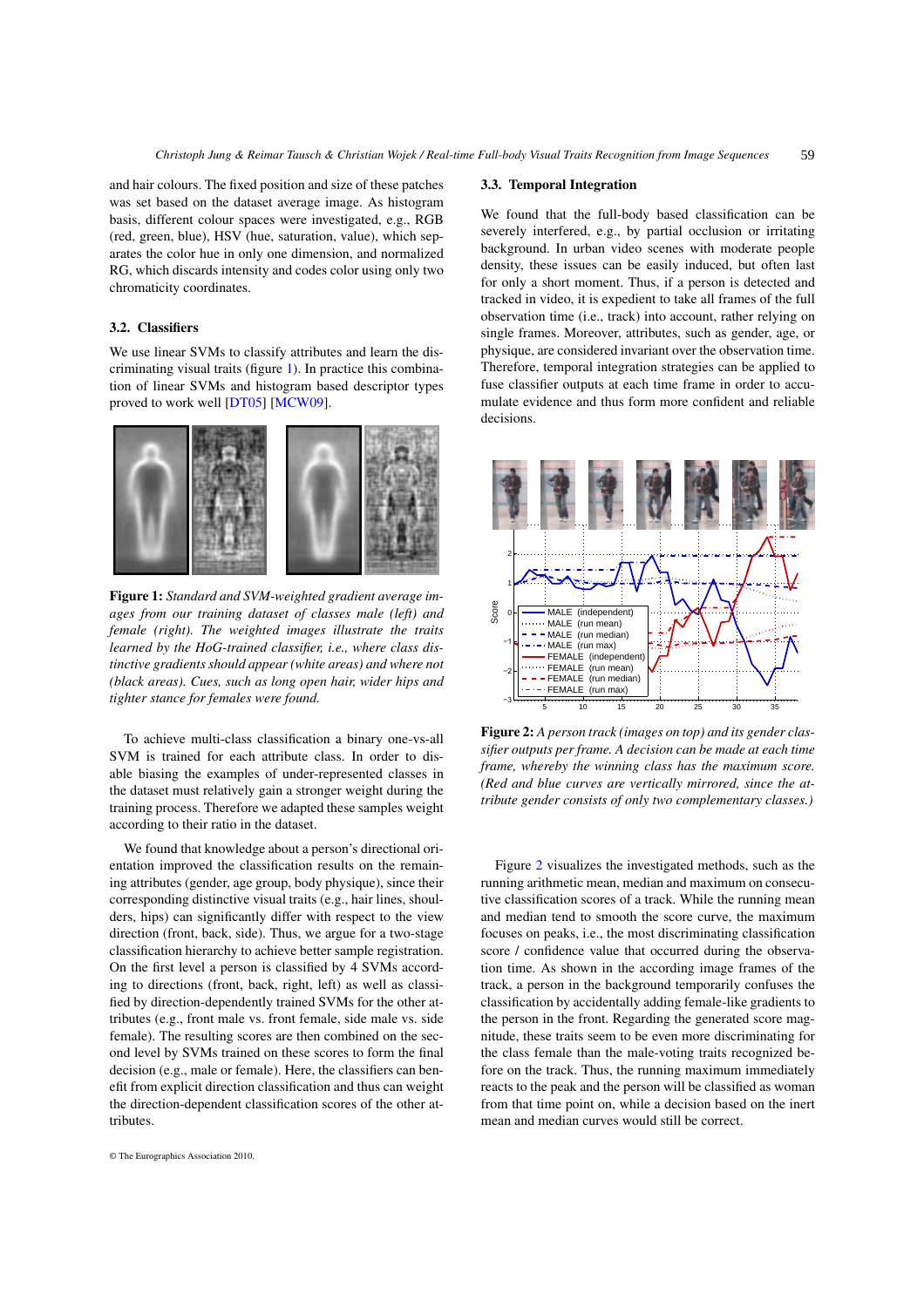and hair colours. The fixed position and size of these patches was set based on the dataset average image. As histogram basis, different colour spaces were investigated, e.g., RGB (red, green, blue), HSV (hue, saturation, value), which separates the color hue in only one dimension, and normalized RG, which discards intensity and codes color using only two chromaticity coordinates.

### 3.2. Classifiers

We use linear SVMs to classify attributes and learn the discriminating visual traits (figure 1). In practice this combination of linear SVMs and histogram based descriptor types proved to work well [DT05] [MCW09].

**Figure 1:** *Standard and SVM-weighted gradient average images from our training dataset of classes male (left) and female (right). The weighted images illustrate the traits learned by the HoG-trained classifier, i.e., where class distinctive gradients should appear (white areas) and where not (black areas). Cues, such as long open hair, wider hips and tighter stance for females were found.*

To achieve multi-class classification a binary one-vs-all SVM is trained for each attribute class. In order to disable biasing the examples of under-represented classes in the dataset must relatively gain a stronger weight during the training process. Therefore we adapted these samples weight according to their ratio in the dataset.

We found that knowledge about a person's directional orientation improved the classification results on the remaining attributes (gender, age group, body physique), since their corresponding distinctive visual traits (e.g., hair lines, shoulders, hips) can significantly differ with respect to the view direction (front, back, side). Thus, we argue for a two-stage classification hierarchy to achieve better sample registration. On the first level a person is classified by 4 SVMs according to directions (front, back, right, left) as well as classified by direction-dependently trained SVMs for the other attributes (e.g., front male vs. front female, side male vs. side female). The resulting scores are then combined on the second level by SVMs trained on these scores to form the final decision (e.g., male or female). Here, the classifiers can benefit from explicit direction classification and thus can weight the direction-dependent classification scores of the other attributes.

### 3.3. Temporal Integration

We found that the full-body based classification can be severely interfered, e.g., by partial occlusion or irritating background. In urban video scenes with moderate people density, these issues can be easily induced, but often last for only a short moment. Thus, if a person is detected and tracked in video, it is expedient to take all frames of the full observation time (i.e., track) into account, rather relying on single frames. Moreover, attributes, such as gender, age, or physique, are considered invariant over the observation time. Therefore, temporal integration strategies can be applied to fuse classifier outputs at each time frame in order to accumulate evidence and thus form more confident and reliable decisions.

Score
2
1
0
−1
−2
−3
5
10
15
20
25
30
35
MALE (independent)
MALE (run mean)
MALE (run median)
MALE (run max)
FEMALE (independent)
FEMALE (run mean)
FEMALE (run median)
FEMALE (run max)

**Figure 2:** *A person track (images on top) and its gender classifier outputs per frame. A decision can be made at each time frame, whereby the winning class has the maximum score. (Red and blue curves are vertically mirrored, since the attribute gender consists of only two complementary classes.)*

Figure 2 visualizes the investigated methods, such as the running arithmetic mean, median and maximum on consecutive classification scores of a track. While the running mean and median tend to smooth the score curve, the maximum focuses on peaks, i.e., the most discriminating classification score / confidence value that occurred during the observation time. As shown in the according image frames of the track, a person in the background temporarily confuses the classification by accidentally adding female-like gradients to the person in the front. Regarding the generated score magnitude, these traits seem to be even more discriminating for the class female than the male-voting traits recognized before on the track. Thus, the running maximum immediately reacts to the peak and the person will be classified as woman from that time point on, while a decision based on the inert mean and median curves would still be correct.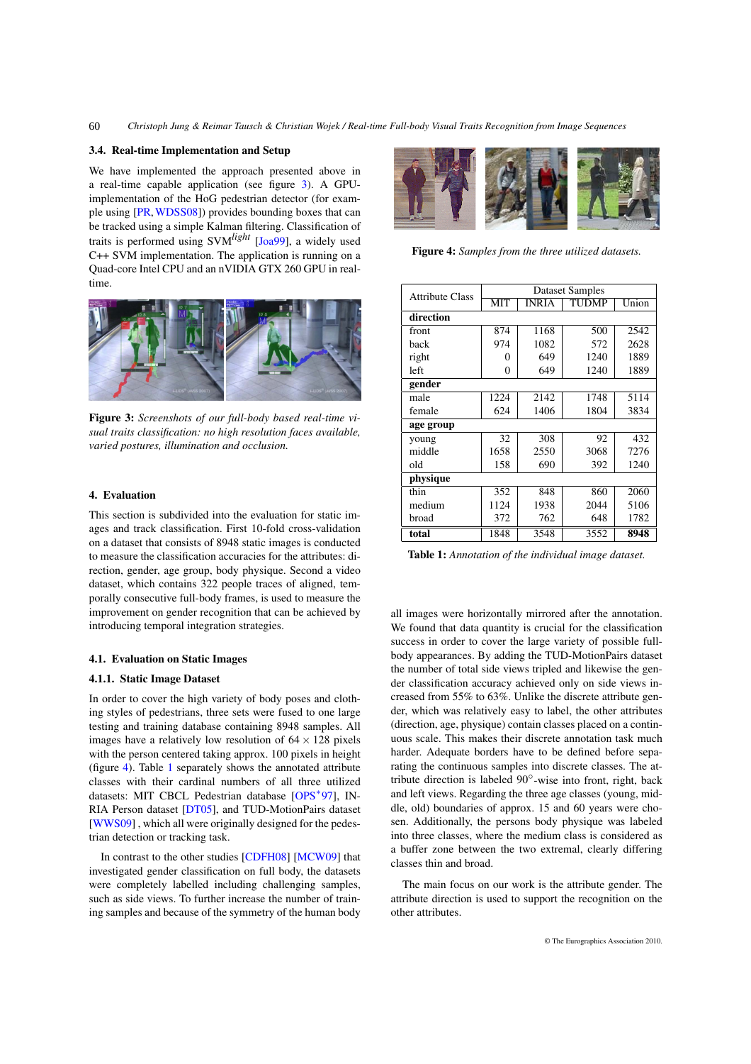### 3.4. Real-time Implementation and Setup

We have implemented the approach presented above in a real-time capable application (see figure 3). A GPU-implementation of the HoG pedestrian detector (for example using [PR, WDSS08]) provides bounding boxes that can be tracked using a simple Kalman filtering. Classification of traits is performed using SVM$^{light}$ [Joa99], a widely used C++ SVM implementation. The application is running on a Quad-core Intel CPU and an nVIDIA GTX 260 GPU in real-time.

**Figure 3:** *Screenshots of our full-body based real-time visual traits classification: no high resolution faces available, varied postures, illumination and occlusion.*

## 4. Evaluation

This section is subdivided into the evaluation for static images and track classification. First 10-fold cross-validation on a dataset that consists of 8948 static images is conducted to measure the classification accuracies for the attributes: direction, gender, age group, body physique. Second a video dataset, which contains 322 people traces of aligned, temporally consecutive full-body frames, is used to measure the improvement on gender recognition that can be achieved by introducing temporal integration strategies.

### 4.1. Evaluation on Static Images

#### 4.1.1. Static Image Dataset

In order to cover the high variety of body poses and clothing styles of pedestrians, three sets were fused to one large testing and training database containing 8948 samples. All images have a relatively low resolution of $64 \times 128$ pixels with the person centered taking approx. 100 pixels in height (figure 4). Table 1 separately shows the annotated attribute classes with their cardinal numbers of all three utilized datasets: MIT CBCL Pedestrian database [OPS*97], INRIA Person dataset [DT05], and TUD-MotionPairs dataset [WWS09] , which all were originally designed for the pedestrian detection or tracking task.

In contrast to the other studies [CDFH08] [MCW09] that investigated gender classification on full body, the datasets were completely labelled including challenging samples, such as side views. To further increase the number of training samples and because of the symmetry of the human body all images were horizontally mirrored after the annotation. We found that data quantity is crucial for the classification success in order to cover the large variety of possible full-body appearances. By adding the TUD-MotionPairs dataset the number of total side views tripled and likewise the gender classification accuracy achieved only on side views increased from 55% to 63%. Unlike the discrete attribute gender, which was relatively easy to label, the other attributes (direction, age, physique) contain classes placed on a continuous scale. This makes their discrete annotation task much harder. Adequate borders have to be defined before separating the continuous samples into discrete classes. The attribute direction is labeled 90°-wise into front, right, back and left views. Regarding the three age classes (young, middle, old) boundaries of approx. 15 and 60 years were chosen. Additionally, the persons body physique was labeled into three classes, where the medium class is considered as a buffer zone between the two extremal, clearly differing classes thin and broad.

The main focus on our work is the attribute gender. The attribute direction is used to support the recognition on the other attributes.

**Figure 4:** *Samples from the three utilized datasets.*

| Attribute Class | Dataset Samples | | | |
|---|---|---|---|---|
| | MIT | INRIA | TUDMP | Union |
| **direction** | | | | |
| front | 874 | 1168 | 500 | 2542 |
| back | 974 | 1082 | 572 | 2628 |
| right | 0 | 649 | 1240 | 1889 |
| left | 0 | 649 | 1240 | 1889 |
| **gender** | | | | |
| male | 1224 | 2142 | 1748 | 5114 |
| female | 624 | 1406 | 1804 | 3834 |
| **age group** | | | | |
| young | 32 | 308 | 92 | 432 |
| middle | 1658 | 2550 | 3068 | 7276 |
| old | 158 | 690 | 392 | 1240 |
| **physique** | | | | |
| thin | 352 | 848 | 860 | 2060 |
| medium | 1124 | 1938 | 2044 | 5106 |
| broad | 372 | 762 | 648 | 1782 |
| **total** | 1848 | 3548 | 3552 | **8948** |

**Table 1:** *Annotation of the individual image dataset.*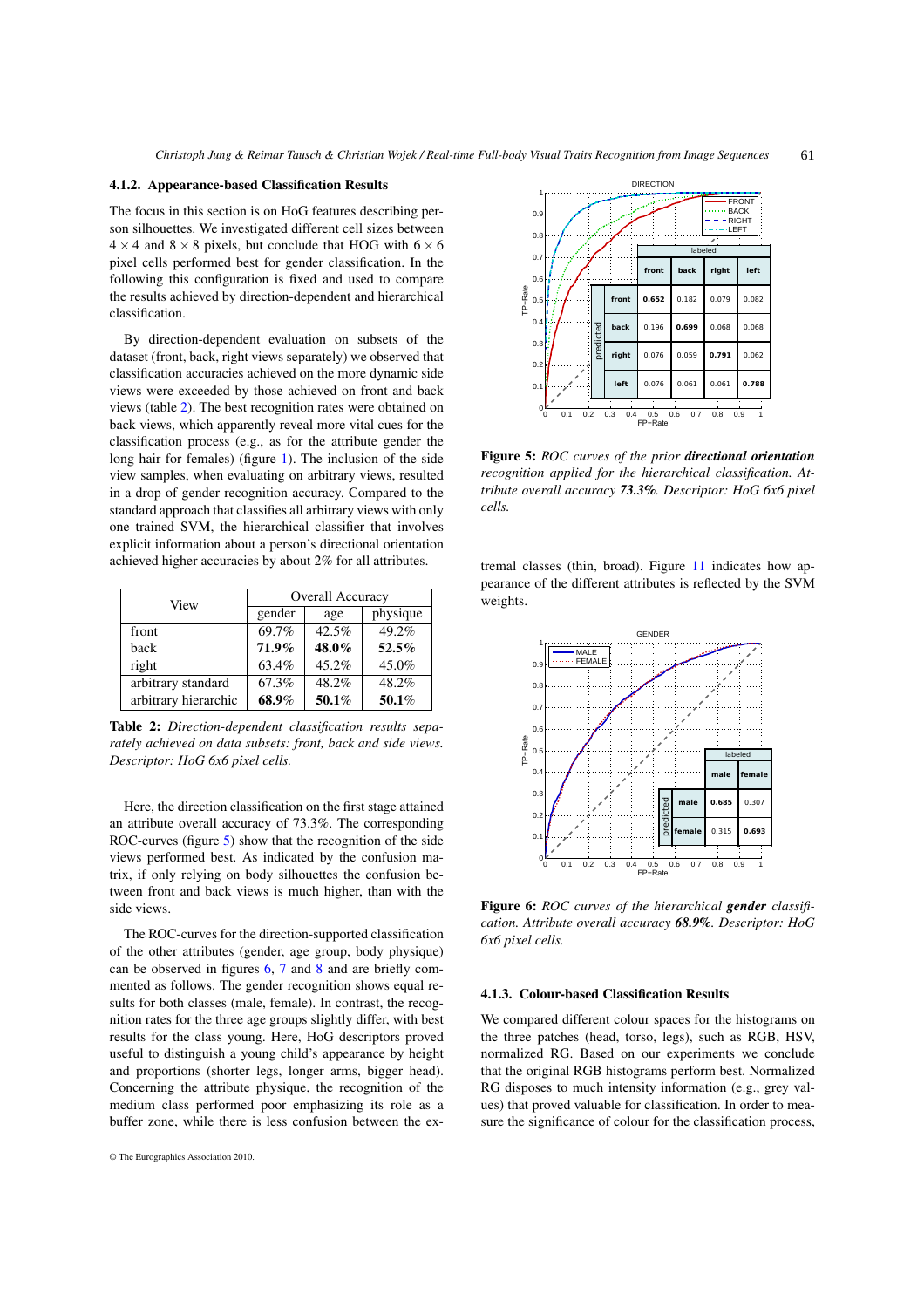#### 4.1.2. Appearance-based Classification Results

The focus in this section is on HoG features describing person silhouettes. We investigated different cell sizes between $4 \times 4$ and $8 \times 8$ pixels, but conclude that HOG with $6 \times 6$ pixel cells performed best for gender classification. In the following this configuration is fixed and used to compare the results achieved by direction-dependent and hierarchical classification.

By direction-dependent evaluation on subsets of the dataset (front, back, right views separately) we observed that classification accuracies achieved on the more dynamic side views were exceeded by those achieved on front and back views (table 2). The best recognition rates were obtained on back views, which apparently reveal more vital cues for the classification process (e.g., as for the attribute gender the long hair for females) (figure 1). The inclusion of the side view samples, when evaluating on arbitrary views, resulted in a drop of gender recognition accuracy. Compared to the standard approach that classifies all arbitrary views with only one trained SVM, the hierarchical classifier that involves explicit information about a person's directional orientation achieved higher accuracies by about 2% for all attributes.

| View | Overall Accuracy | | |
|---|---|---|---|
| | gender | age | physique |
| front | 69.7% | 42.5% | 49.2% |
| back | **71.9%** | **48.0%** | **52.5%** |
| right | 63.4% | 45.2% | 45.0% |
| arbitrary standard | 67.3% | 48.2% | 48.2% |
| arbitrary hierarchic | **68.9%** | **50.1%** | **50.1%** |

**Table 2:** *Direction-dependent classification results separately achieved on data subsets: front, back and side views. Descriptor: HoG 6x6 pixel cells.*

Here, the direction classification on the first stage attained an attribute overall accuracy of 73.3%. The corresponding ROC-curves (figure 5) show that the recognition of the side views performed best. As indicated by the confusion matrix, if only relying on body silhouettes the confusion between front and back views is much higher, than with the side views.

The ROC-curves for the direction-supported classification of the other attributes (gender, age group, body physique) can be observed in figures 6, 7 and 8 and are briefly commented as follows. The gender recognition shows equal results for both classes (male, female). In contrast, the recognition rates for the three age groups slightly differ, with best results for the class young. Here, HoG descriptors proved useful to distinguish a young child's appearance by height and proportions (shorter legs, longer arms, bigger head). Concerning the attribute physique, the recognition of the medium class performed poor emphasizing its role as a buffer zone, while there is less confusion between the extremal classes (thin, broad). Figure 11 indicates how appearance of the different attributes is reflected by the SVM weights.

DIRECTION
FRONT
BACK
RIGHT
LEFT
TP−Rate
FP−Rate
0 0.1 0.2 0.3 0.4 0.5 0.6 0.7 0.8 0.9 1

| | | labeled | | | |
|---|---|---|---|---|---|
| | | front | back | right | left |
| predicted | front | **0.652** | 0.182 | 0.079 | 0.082 |
| | back | 0.196 | **0.699** | 0.068 | 0.068 |
| | right | 0.076 | 0.059 | **0.791** | 0.062 |
| | left | 0.076 | 0.061 | 0.061 | **0.788** |

**Figure 5:** *ROC curves of the prior **directional orientation** recognition applied for the hierarchical classification. Attribute overall accuracy **73.3%**. Descriptor: HoG 6x6 pixel cells.*

GENDER
MALE
FEMALE
TP−Rate
FP−Rate
0 0.1 0.2 0.3 0.4 0.5 0.6 0.7 0.8 0.9 1

| | | labeled | |
|---|---|---|---|
| | | male | female |
| predicted | male | **0.685** | 0.307 |
| | female | 0.315 | **0.693** |

**Figure 6:** *ROC curves of the hierarchical **gender** classification. Attribute overall accuracy **68.9%**. Descriptor: HoG 6x6 pixel cells.*

#### 4.1.3. Colour-based Classification Results

We compared different colour spaces for the histograms on the three patches (head, torso, legs), such as RGB, HSV, normalized RG. Based on our experiments we conclude that the original RGB histograms perform best. Normalized RG disposes to much intensity information (e.g., grey values) that proved valuable for classification. In order to measure the significance of colour for the classification process,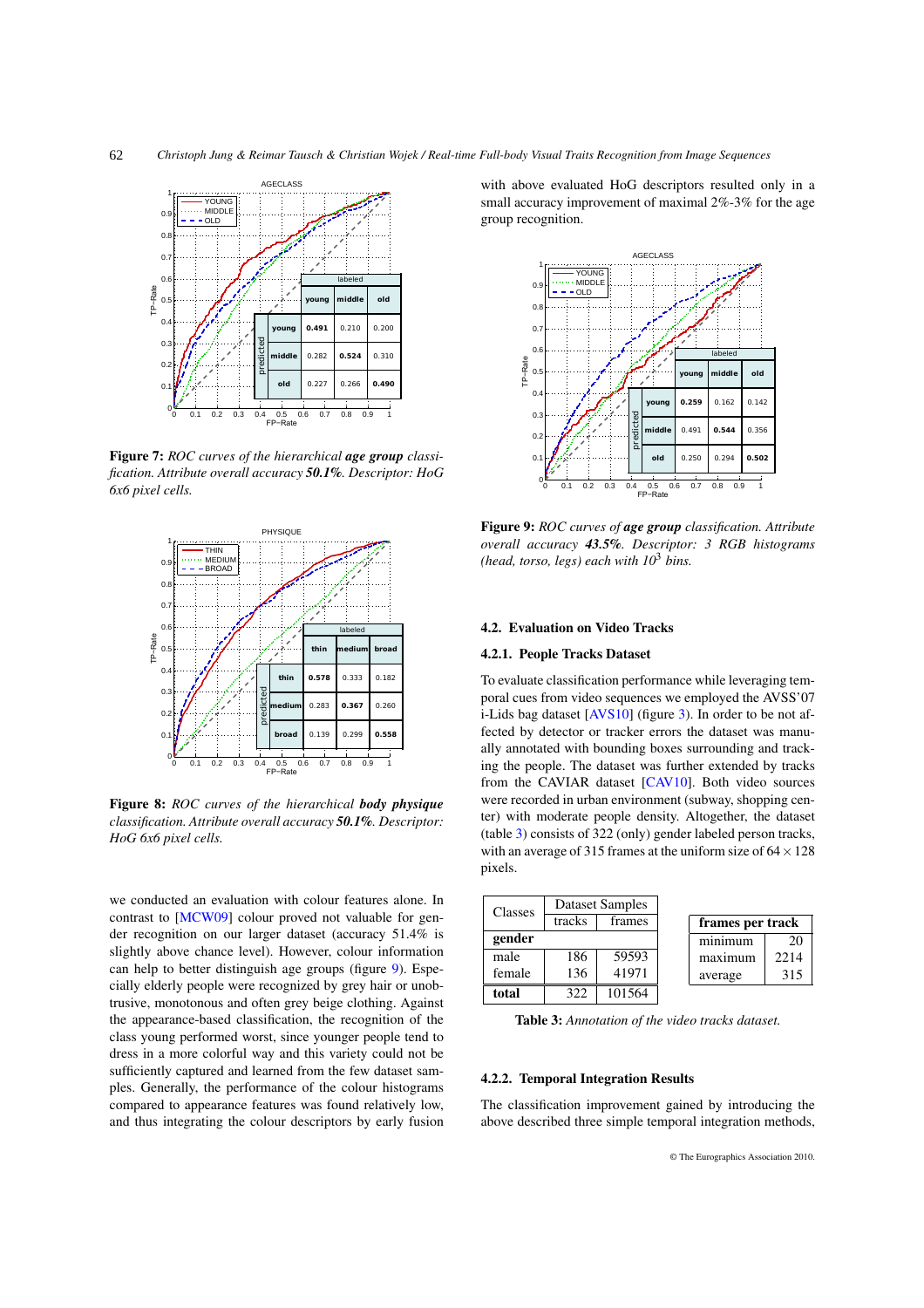AGECLASS

YOUNG
MIDDLE
OLD

TP−Rate

FP−Rate

| | | labeled | | |
|---|---|---|---|---|
| | | young | middle | old |
| predicted | young | **0.491** | 0.210 | 0.200 |
| | middle | 0.282 | **0.524** | 0.310 |
| | old | 0.227 | 0.266 | **0.490** |

**Figure 7:** *ROC curves of the hierarchical* ***age group*** *classification. Attribute overall accuracy* ***50.1%****. Descriptor: HoG 6x6 pixel cells.*

PHYSIQUE

THIN
MEDIUM
BROAD

TP−Rate

FP−Rate

| | | labeled | | |
|---|---|---|---|---|
| | | thin | medium | broad |
| predicted | thin | **0.578** | 0.333 | 0.182 |
| | medium | 0.283 | **0.367** | 0.260 |
| | broad | 0.139 | 0.299 | **0.558** |

**Figure 8:** *ROC curves of the hierarchical* ***body physique*** *classification. Attribute overall accuracy* ***50.1%****. Descriptor: HoG 6x6 pixel cells.*

we conducted an evaluation with colour features alone. In contrast to [MCW09] colour proved not valuable for gender recognition on our larger dataset (accuracy 51.4% is slightly above chance level). However, colour information can help to better distinguish age groups (figure 9). Especially elderly people were recognized by grey hair or unobtrusive, monotonous and often grey beige clothing. Against the appearance-based classification, the recognition of the class young performed worst, since younger people tend to dress in a more colorful way and this variety could not be sufficiently captured and learned from the few dataset samples. Generally, the performance of the colour histograms compared to appearance features was found relatively low, and thus integrating the colour descriptors by early fusion with above evaluated HoG descriptors resulted only in a small accuracy improvement of maximal 2%-3% for the age group recognition.

AGECLASS

YOUNG
MIDDLE
OLD

TP−Rate

FP−Rate

| | | labeled | | |
|---|---|---|---|---|
| | | young | middle | old |
| predicted | young | **0.259** | 0.162 | 0.142 |
| | middle | 0.491 | **0.544** | 0.356 |
| | old | 0.250 | 0.294 | **0.502** |

**Figure 9:** *ROC curves of* ***age group*** *classification. Attribute overall accuracy* ***43.5%****. Descriptor: 3 RGB histograms (head, torso, legs) each with $10^3$ bins.*

### 4.2. Evaluation on Video Tracks

#### 4.2.1. People Tracks Dataset

To evaluate classification performance while leveraging temporal cues from video sequences we employed the AVSS'07 i-Lids bag dataset [AVS10] (figure 3). In order to be not affected by detector or tracker errors the dataset was manually annotated with bounding boxes surrounding and tracking the people. The dataset was further extended by tracks from the CAVIAR dataset [CAV10]. Both video sources were recorded in urban environment (subway, shopping center) with moderate people density. Altogether, the dataset (table 3) consists of 322 (only) gender labeled person tracks, with an average of 315 frames at the uniform size of $64 \times 128$ pixels.

| Classes | Dataset Samples | |
|---|---|---|
| | tracks | frames |
| **gender** | | |
| male | 186 | 59593 |
| female | 136 | 41971 |
| **total** | 322 | 101564 |

| **frames per track** | |
|---|---|
| minimum | 20 |
| maximum | 2214 |
| average | 315 |

**Table 3:** *Annotation of the video tracks dataset.*

#### 4.2.2. Temporal Integration Results

The classification improvement gained by introducing the above described three simple temporal integration methods,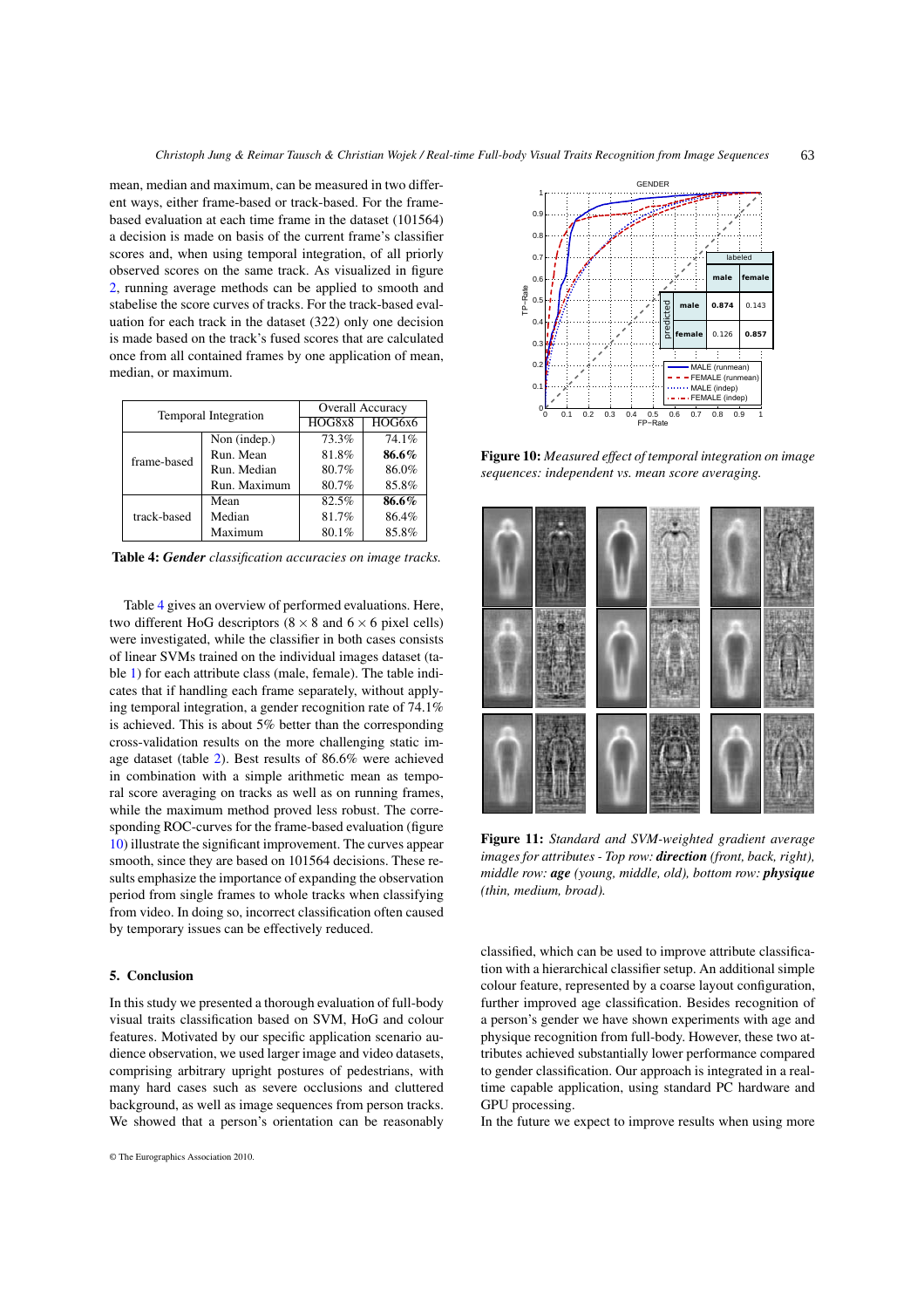mean, median and maximum, can be measured in two different ways, either frame-based or track-based. For the frame-based evaluation at each time frame in the dataset (101564) a decision is made on basis of the current frame's classifier scores and, when using temporal integration, of all priorly observed scores on the same track. As visualized in figure 2, running average methods can be applied to smooth and stabelise the score curves of tracks. For the track-based evaluation for each track in the dataset (322) only one decision is made based on the track's fused scores that are calculated once from all contained frames by one application of mean, median, or maximum.

| Temporal Integration | | Overall Accuracy | |
|---|---|---|---|
| | | HOG8x8 | HOG6x6 |
| frame-based | Non (indep.) | 73.3% | 74.1% |
| | Run. Mean | 81.8% | **86.6%** |
| | Run. Median | 80.7% | 86.0% |
| | Run. Maximum | 80.7% | 85.8% |
| track-based | Mean | 82.5% | **86.6%** |
| | Median | 81.7% | 86.4% |
| | Maximum | 80.1% | 85.8% |

**Table 4:** ***Gender*** *classification accuracies on image tracks.*

Table 4 gives an overview of performed evaluations. Here, two different HoG descriptors ($8 \times 8$ and $6 \times 6$ pixel cells) were investigated, while the classifier in both cases consists of linear SVMs trained on the individual images dataset (table 1) for each attribute class (male, female). The table indicates that if handling each frame separately, without applying temporal integration, a gender recognition rate of 74.1% is achieved. This is about 5% better than the corresponding cross-validation results on the more challenging static image dataset (table 2). Best results of 86.6% were achieved in combination with a simple arithmetic mean as temporal score averaging on tracks as well as on running frames, while the maximum method proved less robust. The corresponding ROC-curves for the frame-based evaluation (figure 10) illustrate the significant improvement. The curves appear smooth, since they are based on 101564 decisions. These results emphasize the importance of expanding the observation period from single frames to whole tracks when classifying from video. In doing so, incorrect classification often caused by temporary issues can be effectively reduced.

**Figure 10:** *Measured effect of temporal integration on image sequences: independent vs. mean score averaging.*

**Figure 11:** *Standard and SVM-weighted gradient average images for attributes - Top row:* ***direction*** *(front, back, right), middle row:* ***age*** *(young, middle, old), bottom row:* ***physique*** *(thin, medium, broad).*

## 5. Conclusion

In this study we presented a thorough evaluation of full-body visual traits classification based on SVM, HoG and colour features. Motivated by our specific application scenario audience observation, we used larger image and video datasets, comprising arbitrary upright postures of pedestrians, with many hard cases such as severe occlusions and cluttered background, as well as image sequences from person tracks. We showed that a person's orientation can be reasonably classified, which can be used to improve attribute classification with a hierarchical classifier setup. An additional simple colour feature, represented by a coarse layout configuration, further improved age classification. Besides recognition of a person's gender we have shown experiments with age and physique recognition from full-body. However, these two attributes achieved substantially lower performance compared to gender classification. Our approach is integrated in a real-time capable application, using standard PC hardware and GPU processing.

In the future we expect to improve results when using more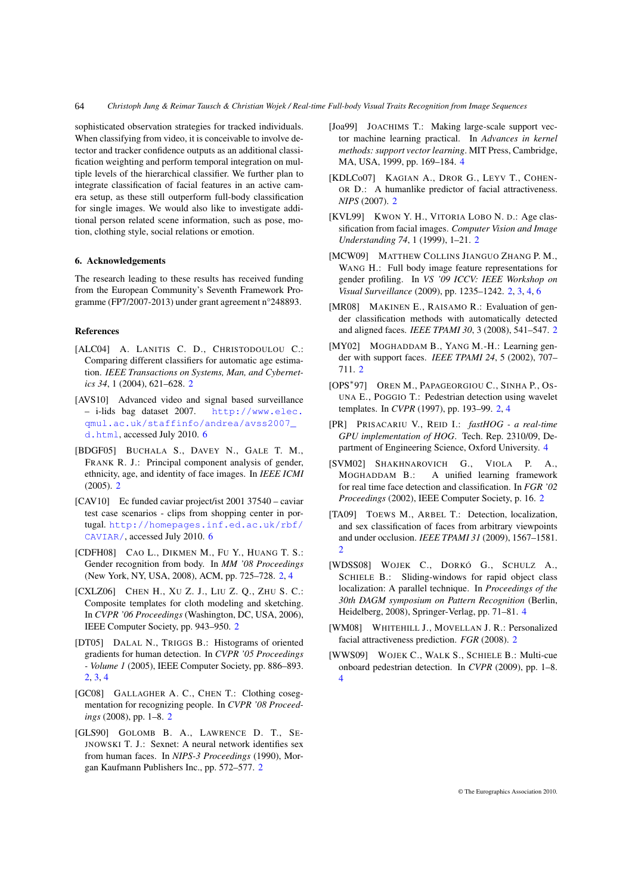sophisticated observation strategies for tracked individuals. When classifying from video, it is conceivable to involve detector and tracker confidence outputs as an additional classification weighting and perform temporal integration on multiple levels of the hierarchical classifier. We further plan to integrate classification of facial features in an active camera setup, as these still outperform full-body classification for single images. We would also like to investigate additional person related scene information, such as pose, motion, clothing style, social relations or emotion.

## 6. Acknowledgements

The research leading to these results has received funding from the European Community's Seventh Framework Programme (FP7/2007-2013) under grant agreement n°248893.

## References

[ALC04] A. Lanitis C. D., Christodoulou C.: Comparing different classifiers for automatic age estimation. *IEEE Transactions on Systems, Man, and Cybernetics 34*, 1 (2004), 621–628. 2

[AVS10] Advanced video and signal based surveillance – i-lids bag dataset 2007. http://www.elec.qmul.ac.uk/staffinfo/andrea/avss2007_d.html, accessed July 2010. 6

[BDGF05] Buchala S., Davey N., Gale T. M., Frank R. J.: Principal component analysis of gender, ethnicity, age, and identity of face images. In *IEEE ICMI* (2005). 2

[CAV10] Ec funded caviar project/ist 2001 37540 – caviar test case scenarios - clips from shopping center in portugal. http://homepages.inf.ed.ac.uk/rbf/CAVIAR/, accessed July 2010. 6

[CDFH08] Cao L., Dikmen M., Fu Y., Huang T. S.: Gender recognition from body. In *MM '08 Proceedings* (New York, NY, USA, 2008), ACM, pp. 725–728. 2, 4

[CXLZ06] Chen H., Xu Z. J., Liu Z. Q., Zhu S. C.: Composite templates for cloth modeling and sketching. In *CVPR '06 Proceedings* (Washington, DC, USA, 2006), IEEE Computer Society, pp. 943–950. 2

[DT05] Dalal N., Triggs B.: Histograms of oriented gradients for human detection. In *CVPR '05 Proceedings - Volume 1* (2005), IEEE Computer Society, pp. 886–893. 2, 3, 4

[GC08] Gallagher A. C., Chen T.: Clothing cosegmentation for recognizing people. In *CVPR '08 Proceedings* (2008), pp. 1–8. 2

[GLS90] Golomb B. A., Lawrence D. T., Sejnowski T. J.: Sexnet: A neural network identifies sex from human faces. In *NIPS-3 Proceedings* (1990), Morgan Kaufmann Publishers Inc., pp. 572–577. 2

[Joa99] Joachims T.: Making large-scale support vector machine learning practical. In *Advances in kernel methods: support vector learning*. MIT Press, Cambridge, MA, USA, 1999, pp. 169–184. 4

[KDLCo07] Kagian A., Dror G., Leyv T., Cohen-or D.: A humanlike predictor of facial attractiveness. *NIPS* (2007). 2

[KVL99] Kwon Y. H., Vitoria Lobo N. d.: Age classification from facial images. *Computer Vision and Image Understanding 74*, 1 (1999), 1–21. 2

[MCW09] Matthew Collins Jianguo Zhang P. M., Wang H.: Full body image feature representations for gender profiling. In *VS '09 ICCV: IEEE Workshop on Visual Surveillance* (2009), pp. 1235–1242. 2, 3, 4, 6

[MR08] Makinen E., Raisamo R.: Evaluation of gender classification methods with automatically detected and aligned faces. *IEEE TPAMI 30*, 3 (2008), 541–547. 2

[MY02] Moghaddam B., Yang M.-H.: Learning gender with support faces. *IEEE TPAMI 24*, 5 (2002), 707–711. 2

[OPS*97] Oren M., Papageorgiou C., Sinha P., Osuna E., Poggio T.: Pedestrian detection using wavelet templates. In *CVPR* (1997), pp. 193–99. 2, 4

[PR] Prisacariu V., Reid I.: *fastHOG - a real-time GPU implementation of HOG*. Tech. Rep. 2310/09, Department of Engineering Science, Oxford University. 4

[SVM02] Shakhnarovich G., Viola P. A., Moghaddam B.: A unified learning framework for real time face detection and classification. In *FGR '02 Proceedings* (2002), IEEE Computer Society, p. 16. 2

[TA09] Toews M., Arbel T.: Detection, localization, and sex classification of faces from arbitrary viewpoints and under occlusion. *IEEE TPAMI 31* (2009), 1567–1581. 2

[WDSS08] Wojek C., Dorkó G., Schulz A., Schiele B.: Sliding-windows for rapid object class localization: A parallel technique. In *Proceedings of the 30th DAGM symposium on Pattern Recognition* (Berlin, Heidelberg, 2008), Springer-Verlag, pp. 71–81. 4

[WM08] Whitehill J., Movellan J. R.: Personalized facial attractiveness prediction. *FGR* (2008). 2

[WWS09] Wojek C., Walk S., Schiele B.: Multi-cue onboard pedestrian detection. In *CVPR* (2009), pp. 1–8. 4